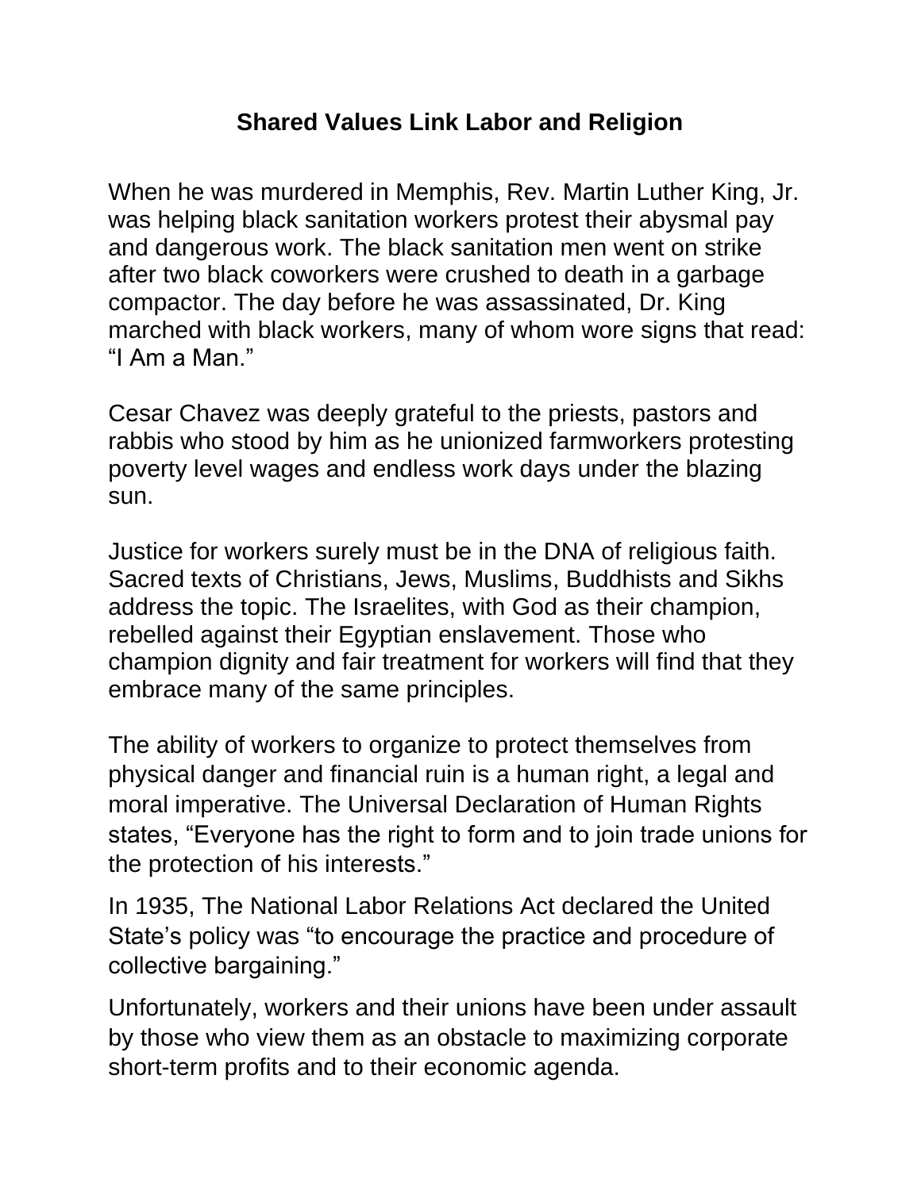# Shared Values Link Labor and Religion

When he was murdered in Memphis, Rev. Martin Luther King, Jr. was helping black sanitation workers protest their abysmal pay and dangerous work. The black sanitation men went on strike after two black coworkers were crushed to death in a garbage compactor. The day before he was assassinated, Dr. King marched with black workers, many of whom wore signs that read: "I Am a Man."

Cesar Chavez was deeply grateful to the priests, pastors and rabbis who stood by him as he unionized farmworkers protesting poverty level wages and endless work days under the blazing sun.

Justice for workers surely must be in the DNA of religious faith. Sacred texts of Christians, Jews, Muslims, Buddhists and Sikhs address the topic. The Israelites, with God as their champion, rebelled against their Egyptian enslavement. Those who champion dignity and fair treatment for workers will find that they embrace many of the same principles.

The ability of workers to organize to protect themselves from physical danger and financial ruin is a human right, a legal and moral imperative. The Universal Declaration of Human Rights states, "Everyone has the right to form and to join trade unions for the protection of his interests."

In 1935, The National Labor Relations Act declared the United State's policy was "to encourage the practice and procedure of collective bargaining."

Unfortunately, workers and their unions have been under assault by those who view them as an obstacle to maximizing corporate short-term profits and to their economic agenda.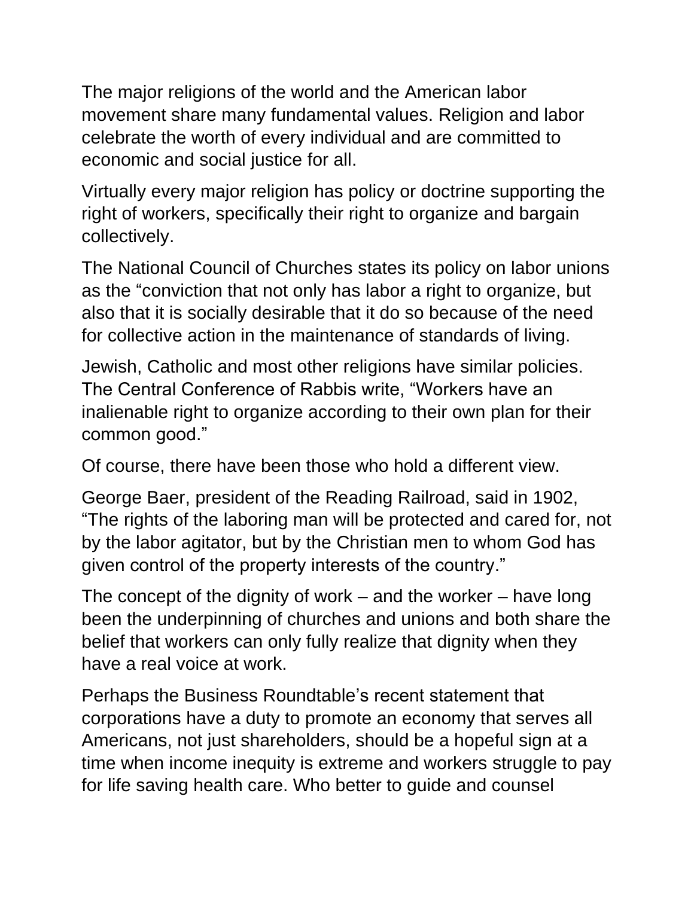The major religions of the world and the American labor movement share many fundamental values. Religion and labor celebrate the worth of every individual and are committed to economic and social justice for all.

Virtually every major religion has policy or doctrine supporting the right of workers, specifically their right to organize and bargain collectively.

The National Council of Churches states its policy on labor unions as the "conviction that not only has labor a right to organize, but also that it is socially desirable that it do so because of the need for collective action in the maintenance of standards of living.

Jewish, Catholic and most other religions have similar policies. The Central Conference of Rabbis write, "Workers have an inalienable right to organize according to their own plan for their common good."

Of course, there have been those who hold a different view.

George Baer, president of the Reading Railroad, said in 1902, "The rights of the laboring man will be protected and cared for, not by the labor agitator, but by the Christian men to whom God has given control of the property interests of the country."

The concept of the dignity of work – and the worker – have long been the underpinning of churches and unions and both share the belief that workers can only fully realize that dignity when they have a real voice at work.

Perhaps the Business Roundtable's recent statement that corporations have a duty to promote an economy that serves all Americans, not just shareholders, should be a hopeful sign at a time when income inequity is extreme and workers struggle to pay for life saving health care. Who better to guide and counsel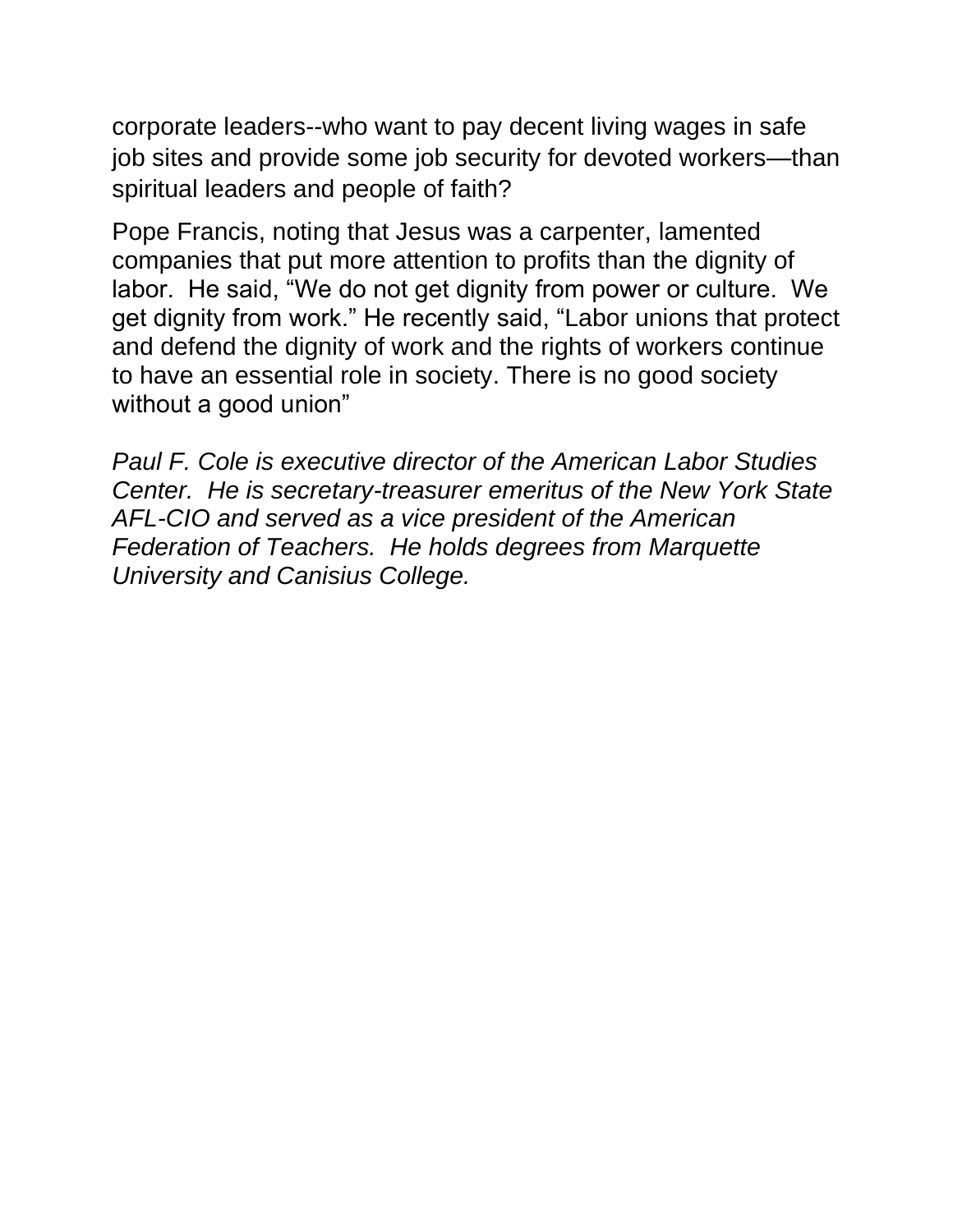corporate leaders--who want to pay decent living wages in safe job sites and provide some job security for devoted workers—than spiritual leaders and people of faith?

Pope Francis, noting that Jesus was a carpenter, lamented companies that put more attention to profits than the dignity of labor. He said, "We do not get dignity from power or culture. We get dignity from work." He recently said, "Labor unions that protect and defend the dignity of work and the rights of workers continue to have an essential role in society. There is no good society without a good union"

*Paul F. Cole is executive director of the American Labor Studies Center. He is secretary-treasurer emeritus of the New York State AFL-CIO and served as a vice president of the American Federation of Teachers. He holds degrees from Marquette University and Canisius College.*